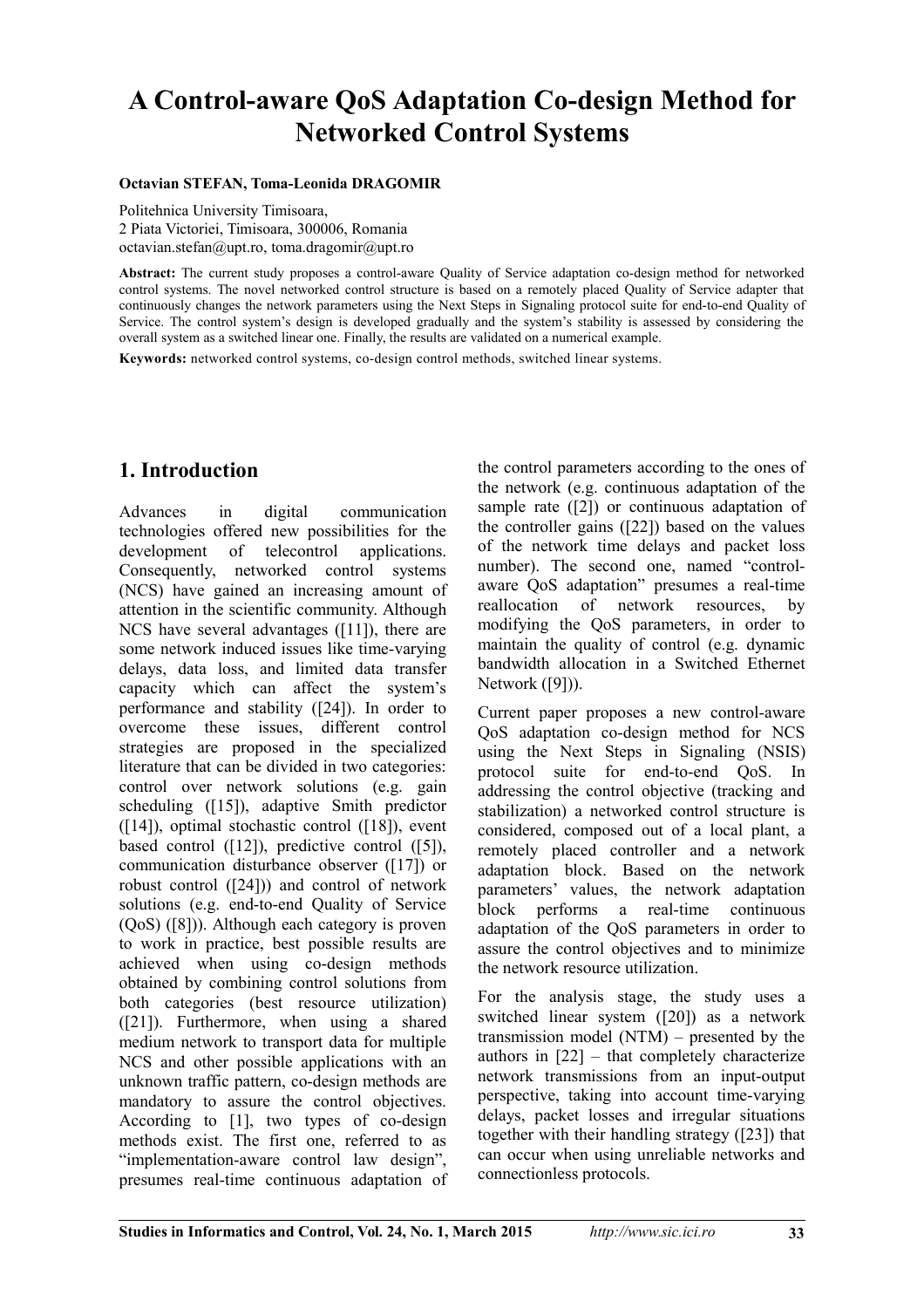# A Control-aware QoS Adaptation Co-design Method for Networked Control Systems

**Octavian STEFAN, Toma-Leonida DRAGOMIR**

Politehnica University Timisoara,
2 Piata Victoriei, Timisoara, 300006, Romania
octavian.stefan@upt.ro, toma.dragomir@upt.ro

**Abstract:** The current study proposes a control-aware Quality of Service adaptation co-design method for networked control systems. The novel networked control structure is based on a remotely placed Quality of Service adapter that continuously changes the network parameters using the Next Steps in Signaling protocol suite for end-to-end Quality of Service. The control system's design is developed gradually and the system's stability is assessed by considering the overall system as a switched linear one. Finally, the results are validated on a numerical example.

**Keywords:** networked control systems, co-design control methods, switched linear systems.

## 1. Introduction

Advances in digital communication technologies offered new possibilities for the development of telecontrol applications. Consequently, networked control systems (NCS) have gained an increasing amount of attention in the scientific community. Although NCS have several advantages ([11]), there are some network induced issues like time-varying delays, data loss, and limited data transfer capacity which can affect the system's performance and stability ([24]). In order to overcome these issues, different control strategies are proposed in the specialized literature that can be divided in two categories: control over network solutions (e.g. gain scheduling ([15]), adaptive Smith predictor ([14]), optimal stochastic control ([18]), event based control ([12]), predictive control ([5]), communication disturbance observer ([17]) or robust control ([24])) and control of network solutions (e.g. end-to-end Quality of Service (QoS) ([8])). Although each category is proven to work in practice, best possible results are achieved when using co-design methods obtained by combining control solutions from both categories (best resource utilization) ([21]). Furthermore, when using a shared medium network to transport data for multiple NCS and other possible applications with an unknown traffic pattern, co-design methods are mandatory to assure the control objectives. According to [1], two types of co-design methods exist. The first one, referred to as "implementation-aware control law design", presumes real-time continuous adaptation of the control parameters according to the ones of the network (e.g. continuous adaptation of the sample rate ([2]) or continuous adaptation of the controller gains ([22]) based on the values of the network time delays and packet loss number). The second one, named "control-aware QoS adaptation" presumes a real-time reallocation of network resources, by modifying the QoS parameters, in order to maintain the quality of control (e.g. dynamic bandwidth allocation in a Switched Ethernet Network ([9])).

Current paper proposes a new control-aware QoS adaptation co-design method for NCS using the Next Steps in Signaling (NSIS) protocol suite for end-to-end QoS. In addressing the control objective (tracking and stabilization) a networked control structure is considered, composed out of a local plant, a remotely placed controller and a network adaptation block. Based on the network parameters' values, the network adaptation block performs a real-time continuous adaptation of the QoS parameters in order to assure the control objectives and to minimize the network resource utilization.

For the analysis stage, the study uses a switched linear system ([20]) as a network transmission model (NTM) – presented by the authors in [22] – that completely characterize network transmissions from an input-output perspective, taking into account time-varying delays, packet losses and irregular situations together with their handling strategy ([23]) that can occur when using unreliable networks and connectionless protocols.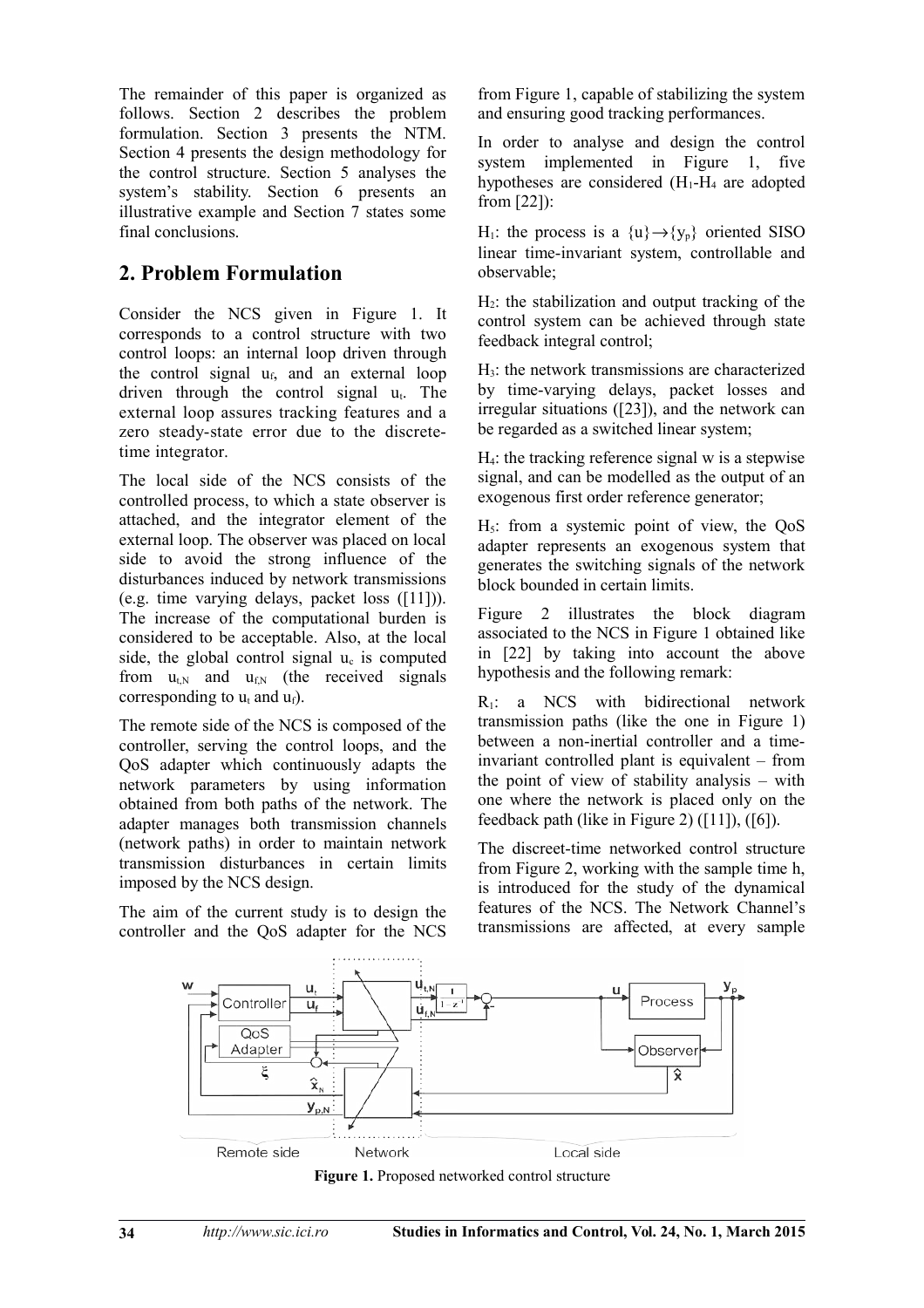The remainder of this paper is organized as follows. Section 2 describes the problem formulation. Section 3 presents the NTM. Section 4 presents the design methodology for the control structure. Section 5 analyses the system's stability. Section 6 presents an illustrative example and Section 7 states some final conclusions.

## 2. Problem Formulation

Consider the NCS given in Figure 1. It corresponds to a control structure with two control loops: an internal loop driven through the control signal $u_f$, and an external loop driven through the control signal $u_t$. The external loop assures tracking features and a zero steady-state error due to the discrete-time integrator.

The local side of the NCS consists of the controlled process, to which a state observer is attached, and the integrator element of the external loop. The observer was placed on local side to avoid the strong influence of the disturbances induced by network transmissions (e.g. time varying delays, packet loss ([11])). The increase of the computational burden is considered to be acceptable. Also, at the local side, the global control signal $u_c$ is computed from $u_{t,N}$ and $u_{f,N}$ (the received signals corresponding to $u_t$ and $u_f$).

The remote side of the NCS is composed of the controller, serving the control loops, and the QoS adapter which continuously adapts the network parameters by using information obtained from both paths of the network. The adapter manages both transmission channels (network paths) in order to maintain network transmission disturbances in certain limits imposed by the NCS design.

The aim of the current study is to design the controller and the QoS adapter for the NCS from Figure 1, capable of stabilizing the system and ensuring good tracking performances.

In order to analyse and design the control system implemented in Figure 1, five hypotheses are considered ($H_1$-$H_4$ are adopted from [22]):

$H_1$: the process is a $\{u\}\rightarrow\{y_p\}$ oriented SISO linear time-invariant system, controllable and observable;

$H_2$: the stabilization and output tracking of the control system can be achieved through state feedback integral control;

$H_3$: the network transmissions are characterized by time-varying delays, packet losses and irregular situations ([23]), and the network can be regarded as a switched linear system;

$H_4$: the tracking reference signal w is a stepwise signal, and can be modelled as the output of an exogenous first order reference generator;

$H_5$: from a systemic point of view, the QoS adapter represents an exogenous system that generates the switching signals of the network block bounded in certain limits.

Figure 2 illustrates the block diagram associated to the NCS in Figure 1 obtained like in [22] by taking into account the above hypothesis and the following remark:

$R_1$: a NCS with bidirectional network transmission paths (like the one in Figure 1) between a non-inertial controller and a time-invariant controlled plant is equivalent – from the point of view of stability analysis – with one where the network is placed only on the feedback path (like in Figure 2) ([11]), ([6]).

The discreet-time networked control structure from Figure 2, working with the sample time h, is introduced for the study of the dynamical features of the NCS. The Network Channel's transmissions are affected, at every sample

**Figure 1.** Proposed networked control structure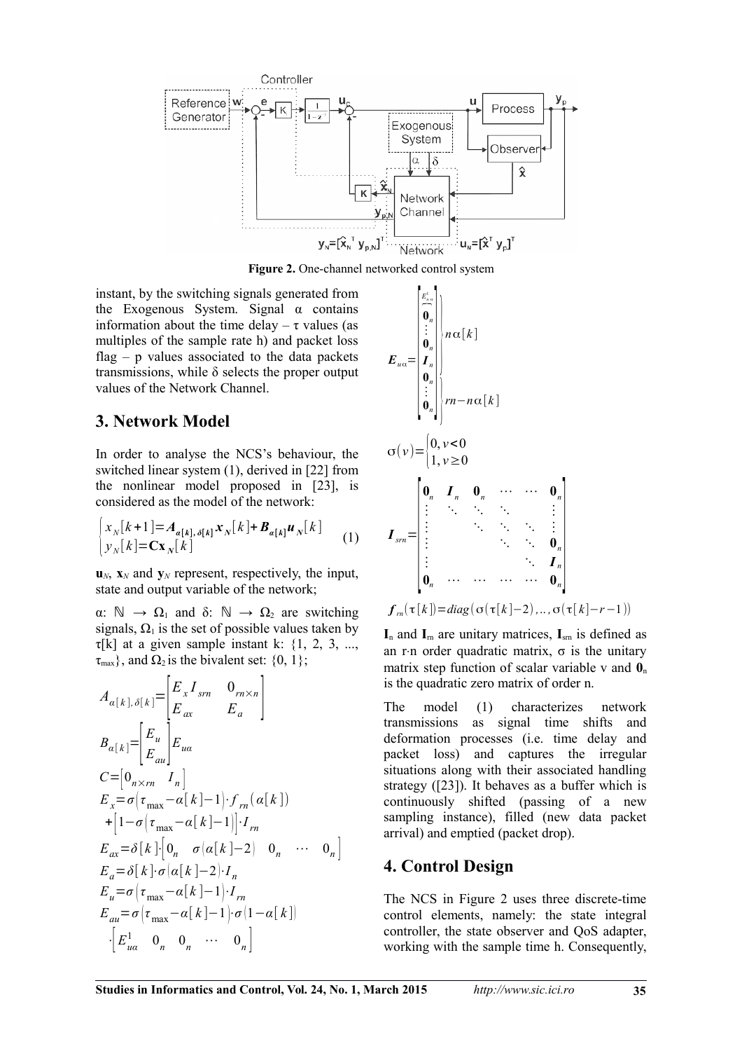**Figure 2.** One-channel networked control system

instant, by the switching signals generated from the Exogenous System. Signal α contains information about the time delay – τ values (as multiples of the sample rate h) and packet loss flag – p values associated to the data packets transmissions, while δ selects the proper output values of the Network Channel.

## 3. Network Model

In order to analyse the NCS's behaviour, the switched linear system (1), derived in [22] from the nonlinear model proposed in [23], is considered as the model of the network:

$$\begin{cases} x_N[k+1] = \boldsymbol{A}_{\alpha[k],\delta[k]}\boldsymbol{x}_N[k] + \boldsymbol{B}_{\alpha[k]}\boldsymbol{u}_N[k] \\ y_N[k] = \mathbf{C}\mathbf{x}_N[k] \end{cases} \tag{1}$$

$\mathbf{u}_N$, $\mathbf{x}_N$ and $\mathbf{y}_N$ represent, respectively, the input, state and output variable of the network;

α: ℕ → $\Omega_1$ and δ: ℕ → $\Omega_2$ are switching signals, $\Omega_1$ is the set of possible values taken by τ[k] at a given sample instant k: {1, 2, 3, ..., $\tau_{max}$}, and $\Omega_2$ is the bivalent set: {0, 1};

$$A_{\alpha[k],\delta[k]} = \begin{bmatrix} E_x I_{srn} & 0_{rn\times n} \\ E_{ax} & E_a \end{bmatrix}$$

$$B_{\alpha[k]} = \begin{bmatrix} E_u \\ E_{au} \end{bmatrix} E_{u\alpha}$$

$$C = \begin{bmatrix} 0_{n\times rn} & I_n \end{bmatrix}$$

$$E_x = \sigma\left(\tau_{\max} - \alpha[k] - 1\right)\cdot f_{rn}\left(\alpha[k]\right) + \left[1 - \sigma\left(\tau_{\max} - \alpha[k] - 1\right)\right]\cdot I_{rn}$$

$$E_{ax} = \delta[k]\cdot\begin{bmatrix} 0_n & \sigma\left(\alpha[k]-2\right) & 0_n & \cdots & 0_n \end{bmatrix}$$

$$E_a = \delta[k]\cdot\sigma\left(\alpha[k]-2\right)\cdot I_n$$

$$E_u = \sigma\left(\tau_{\max} - \alpha[k] - 1\right)\cdot I_{rn}$$

$$E_{au} = \sigma\left(\tau_{\max} - \alpha[k] - 1\right)\cdot\sigma\left(1 - \alpha[k]\right)\cdot\begin{bmatrix} E_{u\alpha}^1 & 0_n & 0_n & \cdots & 0_n \end{bmatrix}$$

$$\boldsymbol{E}_{u\alpha} = \begin{bmatrix} \frac{E_{u\alpha}^1}{\;} \\ \mathbf{0}_n \\ \vdots \\ \mathbf{0}_n \\ \boldsymbol{I}_n \\ \mathbf{0}_n \\ \vdots \\ \mathbf{0}_n \end{bmatrix} \begin{matrix} \\ \left.\right\} n\alpha[k] \\ \\ \\ \\ \left.\right\} rn - n\alpha[k] \\ \\ \end{matrix}$$

$$\sigma(v) = \begin{cases} 0, & v < 0 \\ 1, & v \geq 0 \end{cases}$$

$$\boldsymbol{I}_{srn} = \begin{bmatrix} \mathbf{0}_n & \boldsymbol{I}_n & \mathbf{0}_n & \cdots & \cdots & \mathbf{0}_n \\ \vdots & \ddots & \ddots & \ddots & & \vdots \\ \vdots & & \ddots & \ddots & \ddots & \vdots \\ \vdots & & & \ddots & \ddots & \mathbf{0}_n \\ \vdots & & & & \ddots & \boldsymbol{I}_n \\ \mathbf{0}_n & \cdots & \cdots & \cdots & \cdots & \mathbf{0}_n \end{bmatrix}$$

$$\boldsymbol{f}_{rn}\left(\tau[k]\right) = diag\left(\sigma\left(\tau[k]-2\right), .., \sigma\left(\tau[k]-r-1\right)\right)$$

$\mathbf{I}_n$ and $\mathbf{I}_{rn}$ are unitary matrices, $\mathbf{I}_{srn}$ is defined as an r·n order quadratic matrix, σ is the unitary matrix step function of scalar variable v and $\mathbf{0}_n$ is the quadratic zero matrix of order n.

The model (1) characterizes network transmissions as signal time shifts and deformation processes (i.e. time delay and packet loss) and captures the irregular situations along with their associated handling strategy ([23]). It behaves as a buffer which is continuously shifted (passing of a new sampling instance), filled (new data packet arrival) and emptied (packet drop).

## 4. Control Design

The NCS in Figure 2 uses three discrete-time control elements, namely: the state integral controller, the state observer and QoS adapter, working with the sample time h. Consequently,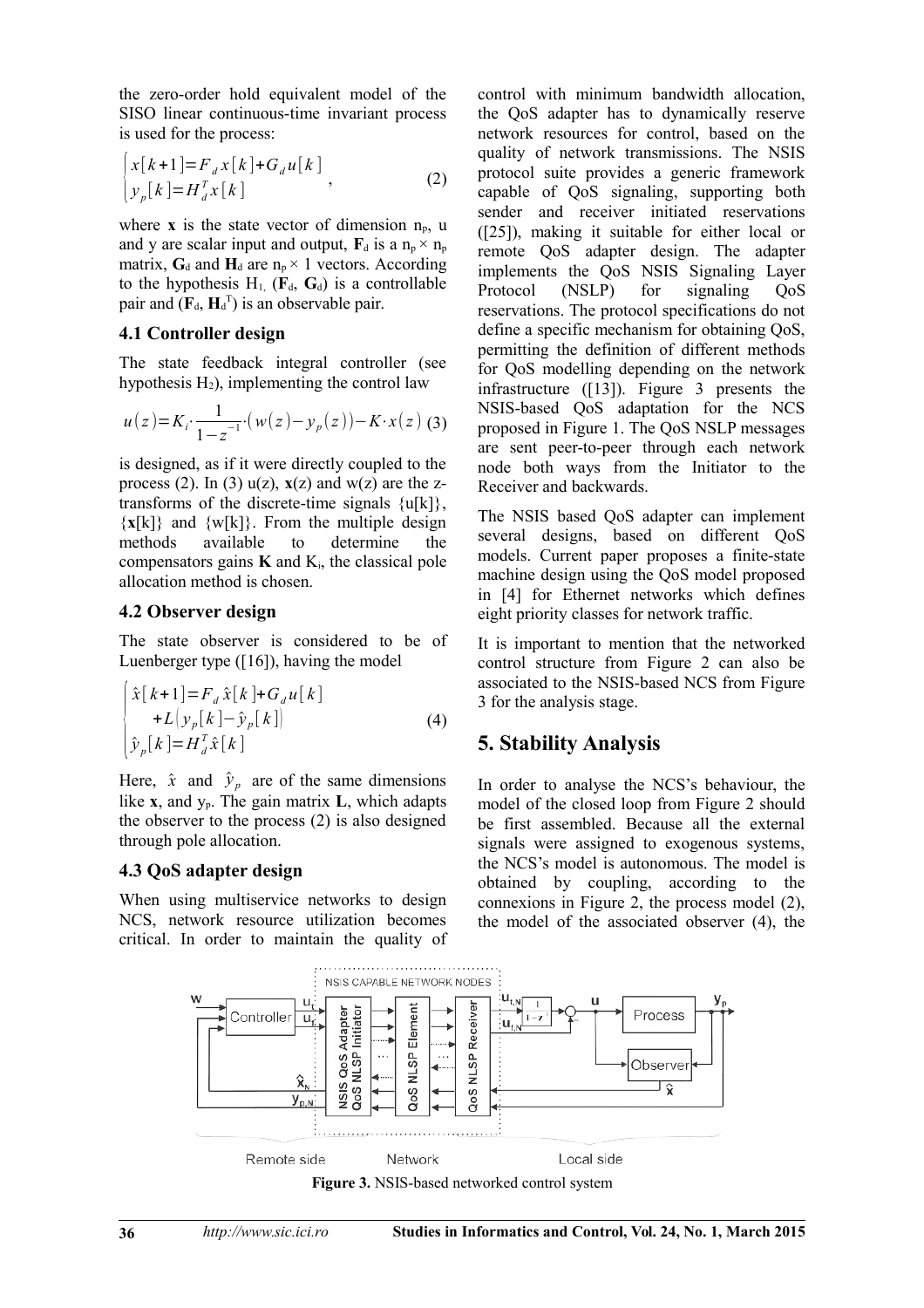the zero-order hold equivalent model of the SISO linear continuous-time invariant process is used for the process:

$$\begin{cases} x[k+1] = F_d x[k] + G_d u[k] \\ y_p[k] = H_d^T x[k] \end{cases}, \tag{2}$$

where $\mathbf{x}$ is the state vector of dimension $n_p$, u and y are scalar input and output, $\mathbf{F}_d$ is a $n_p \times n_p$ matrix, $\mathbf{G}_d$ and $\mathbf{H}_d$ are $n_p \times 1$ vectors. According to the hypothesis $H_1$, ($\mathbf{F}_d$, $\mathbf{G}_d$) is a controllable pair and ($\mathbf{F}_d$, $\mathbf{H}_d^T$) is an observable pair.

### 4.1 Controller design

The state feedback integral controller (see hypothesis $H_2$), implementing the control law

$$u(z) = K_i \cdot \frac{1}{1-z^{-1}} \cdot (w(z) - y_p(z)) - K \cdot x(z) \tag{3}$$

is designed, as if it were directly coupled to the process (2). In (3) u(z), $\mathbf{x}$(z) and w(z) are the z-transforms of the discrete-time signals {u[k]}, {$\mathbf{x}$[k]} and {w[k]}. From the multiple design methods available to determine the compensators gains $\mathbf{K}$ and $K_i$, the classical pole allocation method is chosen.

### 4.2 Observer design

The state observer is considered to be of Luenberger type ([16]), having the model

$$\begin{cases} \hat{x}[k+1] = F_d \hat{x}[k] + G_d u[k] \\ \quad + L(y_p[k] - \hat{y}_p[k]) \\ \hat{y}_p[k] = H_d^T \hat{x}[k] \end{cases} \tag{4}$$

Here, $\hat{x}$ and $\hat{y}_p$ are of the same dimensions like $\mathbf{x}$, and $y_p$. The gain matrix $\mathbf{L}$, which adapts the observer to the process (2) is also designed through pole allocation.

### 4.3 QoS adapter design

When using multiservice networks to design NCS, network resource utilization becomes critical. In order to maintain the quality of control with minimum bandwidth allocation, the QoS adapter has to dynamically reserve network resources for control, based on the quality of network transmissions. The NSIS protocol suite provides a generic framework capable of QoS signaling, supporting both sender and receiver initiated reservations ([25]), making it suitable for either local or remote QoS adapter design. The adapter implements the QoS NSIS Signaling Layer Protocol (NSLP) for signaling QoS reservations. The protocol specifications do not define a specific mechanism for obtaining QoS, permitting the definition of different methods for QoS modelling depending on the network infrastructure ([13]). Figure 3 presents the NSIS-based QoS adaptation for the NCS proposed in Figure 1. The QoS NSLP messages are sent peer-to-peer through each network node both ways from the Initiator to the Receiver and backwards.

The NSIS based QoS adapter can implement several designs, based on different QoS models. Current paper proposes a finite-state machine design using the QoS model proposed in [4] for Ethernet networks which defines eight priority classes for network traffic.

It is important to mention that the networked control structure from Figure 2 can also be associated to the NSIS-based NCS from Figure 3 for the analysis stage.

## 5. Stability Analysis

In order to analyse the NCS's behaviour, the model of the closed loop from Figure 2 should be first assembled. Because all the external signals were assigned to exogenous systems, the NCS's model is autonomous. The model is obtained by coupling, according to the connexions in Figure 2, the process model (2), the model of the associated observer (4), the

**Figure 3.** NSIS-based networked control system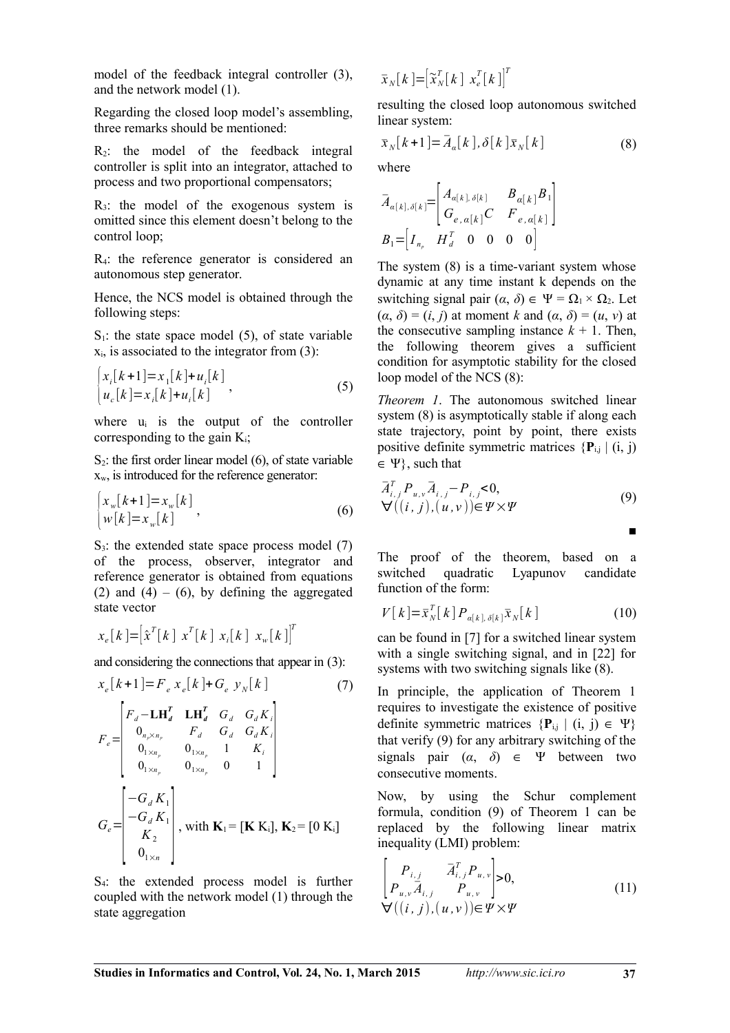model of the feedback integral controller (3), and the network model (1).

Regarding the closed loop model's assembling, three remarks should be mentioned:

$R_2$: the model of the feedback integral controller is split into an integrator, attached to process and two proportional compensators;

$R_3$: the model of the exogenous system is omitted since this element doesn't belong to the control loop;

$R_4$: the reference generator is considered an autonomous step generator.

Hence, the NCS model is obtained through the following steps:

$S_1$: the state space model (5), of state variable $x_i$, is associated to the integrator from (3):

$$\begin{cases} x_i[k+1] = x_1[k] + u_i[k] \\ u_c[k] = x_i[k] + u_i[k] \end{cases}, \tag{5}$$

where $u_i$ is the output of the controller corresponding to the gain $K_i$;

$S_2$: the first order linear model (6), of state variable $x_w$, is introduced for the reference generator:

$$\begin{cases} x_w[k+1] = x_w[k] \\ w[k] = x_w[k] \end{cases}, \tag{6}$$

$S_3$: the extended state space process model (7) of the process, observer, integrator and reference generator is obtained from equations (2) and (4) – (6), by defining the aggregated state vector

$$x_e[k] = \left[\hat{x}^T[k] \;\; x^T[k] \;\; x_i[k] \;\; x_w[k]\right]^T$$

and considering the connections that appear in (3):

$$x_e[k+1] = F_e\, x_e[k] + G_e\, y_N[k] \tag{7}$$

$$F_e = \begin{bmatrix} F_d - \mathbf{L}\mathbf{H}_d^T & \mathbf{L}\mathbf{H}_d^T & G_d & G_d K_i \\ 0_{n_p \times n_p} & F_d & G_d & G_d K_i \\ 0_{1\times n_p} & 0_{1\times n_p} & 1 & K_i \\ 0_{1\times n_p} & 0_{1\times n_p} & 0 & 1 \end{bmatrix}$$

$$G_e = \begin{bmatrix} -G_d K_1 \\ -G_d K_1 \\ K_2 \\ 0_{1\times n} \end{bmatrix}, \text{ with } \mathbf{K}_1 = [\mathbf{K}\ \mathrm{K}_i],\ \mathbf{K}_2 = [0\ \mathrm{K}_i]$$

$S_4$: the extended process model is further coupled with the network model (1) through the state aggregation

$$\bar{x}_N[k] = \left[\tilde{x}_N^T[k] \;\; x_e^T[k]\right]^T$$

resulting the closed loop autonomous switched linear system:

$$\bar{x}_N[k+1] = \bar{A}_{\alpha}[k], \delta[k]\, \bar{x}_N[k] \tag{8}$$

where

$$\bar{A}_{\alpha[k],\delta[k]} = \begin{bmatrix} A_{\alpha[k],\delta[k]} & B_{\alpha[k]} B_1 \\ G_{e,\alpha[k]} C & F_{e,\alpha[k]} \end{bmatrix}$$

$$B_1 = \begin{bmatrix} I_{n_p} & H_d^T & 0 & 0 & 0 & 0 \end{bmatrix}$$

The system (8) is a time-variant system whose dynamic at any time instant k depends on the switching signal pair $(\alpha, \delta) \in \Psi = \Omega_1 \times \Omega_2$. Let $(\alpha, \delta) = (i, j)$ at moment $k$ and $(\alpha, \delta) = (u, v)$ at the consecutive sampling instance $k + 1$. Then, the following theorem gives a sufficient condition for asymptotic stability for the closed loop model of the NCS (8):

*Theorem 1*. The autonomous switched linear system (8) is asymptotically stable if along each state trajectory, point by point, there exists positive definite symmetric matrices $\{\mathbf{P}_{i,j} \mid (i, j) \in \Psi\}$, such that

$$\begin{aligned} &\bar{A}_{i,j}^T P_{u,v} \bar{A}_{i,j} - P_{i,j} < 0, \\ &\forall \big((i,j),(u,v)\big) \in \Psi \times \Psi \end{aligned} \tag{9}$$

■

The proof of the theorem, based on a switched quadratic Lyapunov candidate function of the form:

$$V[k] = \bar{x}_N^T[k]\, P_{\alpha[k],\delta[k]}\, \bar{x}_N[k] \tag{10}$$

can be found in [7] for a switched linear system with a single switching signal, and in [22] for systems with two switching signals like (8).

In principle, the application of Theorem 1 requires to investigate the existence of positive definite symmetric matrices $\{\mathbf{P}_{i,j} \mid (i, j) \in \Psi\}$ that verify (9) for any arbitrary switching of the signals pair $(\alpha, \delta) \in \Psi$ between two consecutive moments.

Now, by using the Schur complement formula, condition (9) of Theorem 1 can be replaced by the following linear matrix inequality (LMI) problem:

$$\begin{aligned} &\begin{bmatrix} P_{i,j} & \bar{A}_{i,j}^T P_{u,v} \\ P_{u,v} \bar{A}_{i,j} & P_{u,v} \end{bmatrix} > 0, \\ &\forall \big((i,j),(u,v)\big) \in \Psi \times \Psi \end{aligned} \tag{11}$$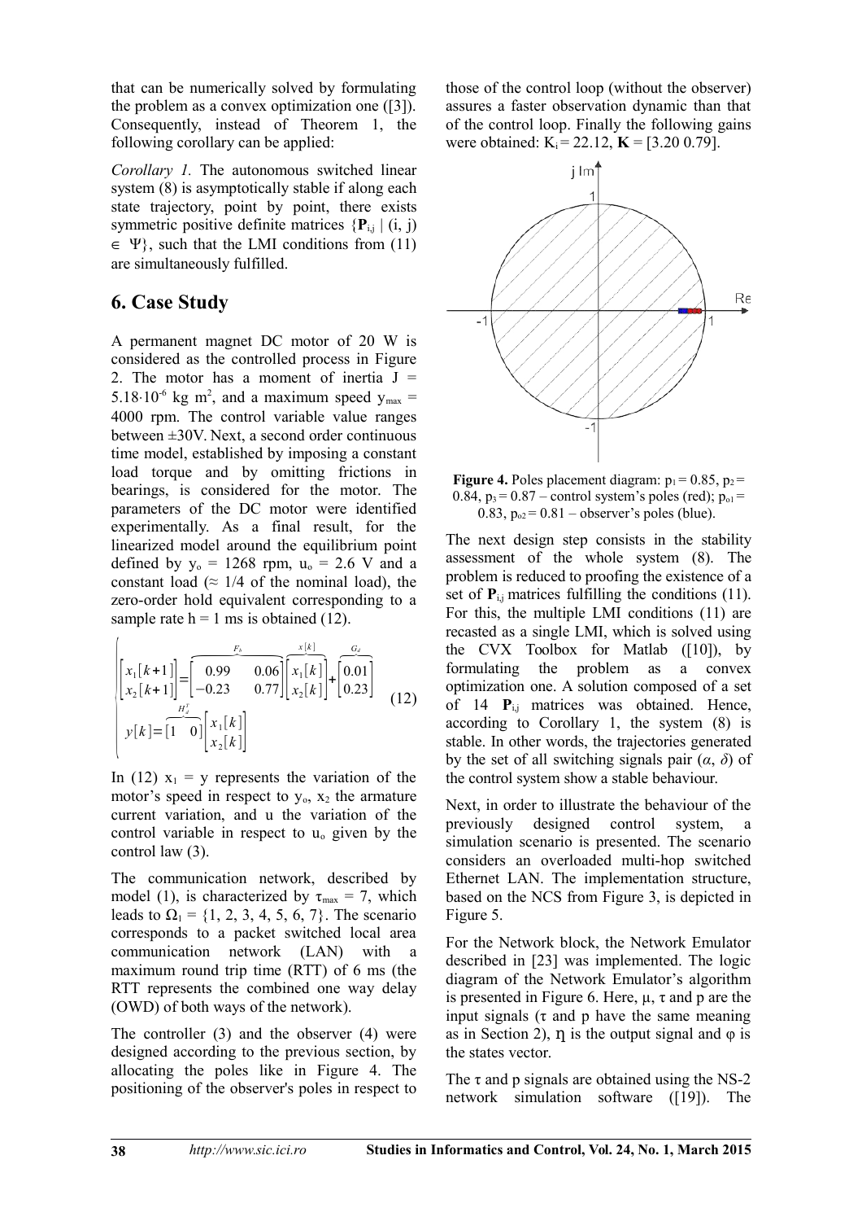that can be numerically solved by formulating the problem as a convex optimization one ([3]). Consequently, instead of Theorem 1, the following corollary can be applied:

*Corollary 1.* The autonomous switched linear system (8) is asymptotically stable if along each state trajectory, point by point, there exists symmetric positive definite matrices $\{\mathbf{P}_{i,j} \mid (i, j) \in \Psi\}$, such that the LMI conditions from (11) are simultaneously fulfilled.

## 6. Case Study

A permanent magnet DC motor of 20 W is considered as the controlled process in Figure 2. The motor has a moment of inertia $J = 5.18 \cdot 10^{-6}$ kg m$^2$, and a maximum speed $y_{max}$ = 4000 rpm. The control variable value ranges between ±30V. Next, a second order continuous time model, established by imposing a constant load torque and by omitting frictions in bearings, is considered for the motor. The parameters of the DC motor were identified experimentally. As a final result, for the linearized model around the equilibrium point defined by $y_o$ = 1268 rpm, $u_o$ = 2.6 V and a constant load (≈ 1/4 of the nominal load), the zero-order hold equivalent corresponding to a sample rate h = 1 ms is obtained (12).

$$
\begin{cases}
\begin{bmatrix} x_1[k+1] \\ x_2[k+1] \end{bmatrix} = \overbrace{\begin{bmatrix} 0.99 & 0.06 \\ -0.23 & 0.77 \end{bmatrix}}^{F_b} \overbrace{\begin{bmatrix} x_1[k] \\ x_2[k] \end{bmatrix}}^{x[k]} + \overbrace{\begin{bmatrix} 0.01 \\ 0.23 \end{bmatrix}}^{G_d} \\
y[k] = \overbrace{\begin{bmatrix} 1 & 0 \end{bmatrix}}^{H_d^T} \begin{bmatrix} x_1[k] \\ x_2[k] \end{bmatrix}
\end{cases}
\quad (12)
$$

In (12) $x_1 = y$ represents the variation of the motor's speed in respect to $y_o$, $x_2$ the armature current variation, and u the variation of the control variable in respect to $u_o$ given by the control law (3).

The communication network, described by model (1), is characterized by $\tau_{max}$ = 7, which leads to $\Omega_1$ = {1, 2, 3, 4, 5, 6, 7}. The scenario corresponds to a packet switched local area communication network (LAN) with a maximum round trip time (RTT) of 6 ms (the RTT represents the combined one way delay (OWD) of both ways of the network).

The controller (3) and the observer (4) were designed according to the previous section, by allocating the poles like in Figure 4. The positioning of the observer's poles in respect to those of the control loop (without the observer) assures a faster observation dynamic than that of the control loop. Finally the following gains were obtained: $K_i$ = 22.12, $\mathbf{K}$ = [3.20 0.79].

**Figure 4.** Poles placement diagram: $p_1$ = 0.85, $p_2$ = 0.84, $p_3$ = 0.87 – control system's poles (red); $p_{o1}$ = 0.83, $p_{o2}$ = 0.81 – observer's poles (blue).

The next design step consists in the stability assessment of the whole system (8). The problem is reduced to proofing the existence of a set of $\mathbf{P}_{i,j}$ matrices fulfilling the conditions (11). For this, the multiple LMI conditions (11) are recasted as a single LMI, which is solved using the CVX Toolbox for Matlab ([10]), by formulating the problem as a convex optimization one. A solution composed of a set of 14 $\mathbf{P}_{i,j}$ matrices was obtained. Hence, according to Corollary 1, the system (8) is stable. In other words, the trajectories generated by the set of all switching signals pair ($\alpha$, $\delta$) of the control system show a stable behaviour.

Next, in order to illustrate the behaviour of the previously designed control system, a simulation scenario is presented. The scenario considers an overloaded multi-hop switched Ethernet LAN. The implementation structure, based on the NCS from Figure 3, is depicted in Figure 5.

For the Network block, the Network Emulator described in [23] was implemented. The logic diagram of the Network Emulator's algorithm is presented in Figure 6. Here, μ, τ and p are the input signals (τ and p have the same meaning as in Section 2), η is the output signal and φ is the states vector.

The τ and p signals are obtained using the NS-2 network simulation software ([19]). The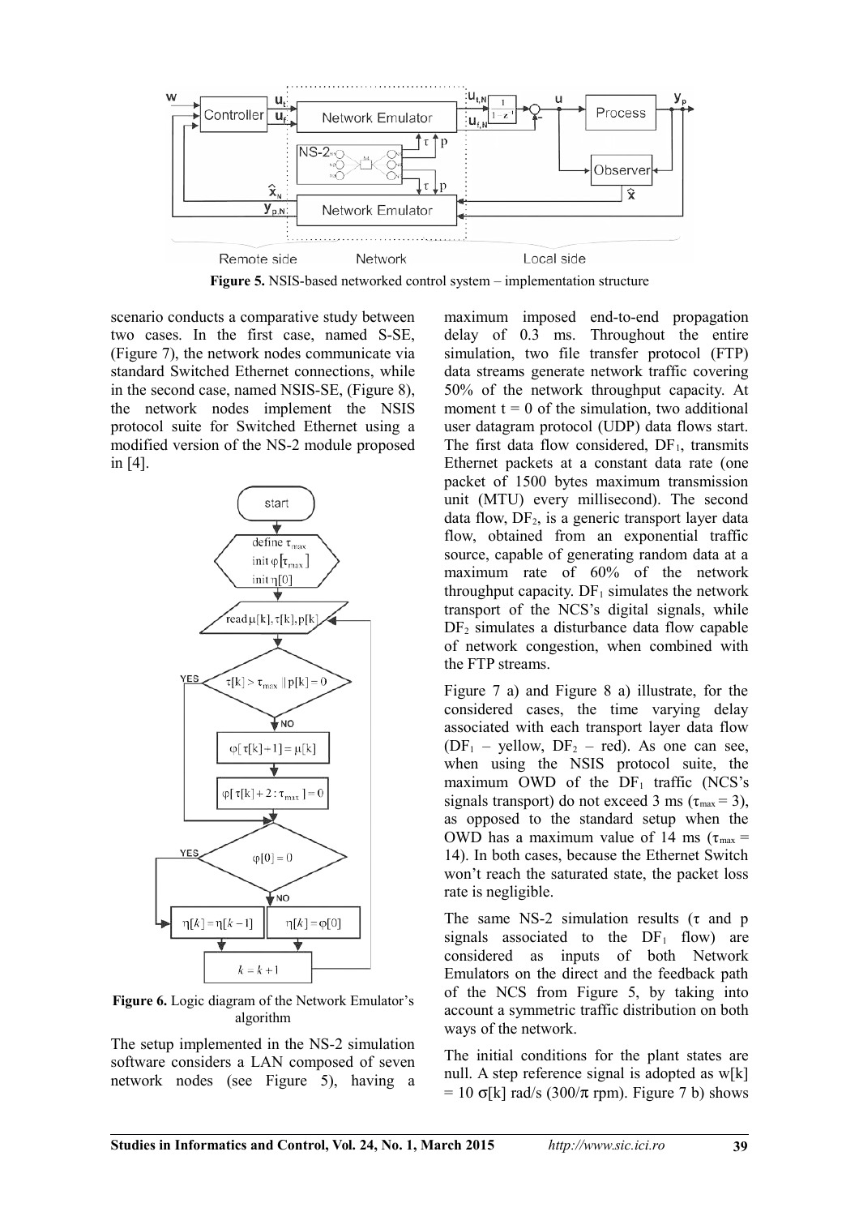Figure 5. NSIS-based networked control system – implementation structure

scenario conducts a comparative study between two cases. In the first case, named S-SE, (Figure 7), the network nodes communicate via standard Switched Ethernet connections, while in the second case, named NSIS-SE, (Figure 8), the network nodes implement the NSIS protocol suite for Switched Ethernet using a modified version of the NS-2 module proposed in [4].

Figure 6. Logic diagram of the Network Emulator's algorithm

The setup implemented in the NS-2 simulation software considers a LAN composed of seven network nodes (see Figure 5), having a maximum imposed end-to-end propagation delay of 0.3 ms. Throughout the entire simulation, two file transfer protocol (FTP) data streams generate network traffic covering 50% of the network throughput capacity. At moment t = 0 of the simulation, two additional user datagram protocol (UDP) data flows start. The first data flow considered, $DF_1$, transmits Ethernet packets at a constant data rate (one packet of 1500 bytes maximum transmission unit (MTU) every millisecond). The second data flow, $DF_2$, is a generic transport layer data flow, obtained from an exponential traffic source, capable of generating random data at a maximum rate of 60% of the network throughput capacity. $DF_1$ simulates the network transport of the NCS's digital signals, while $DF_2$ simulates a disturbance data flow capable of network congestion, when combined with the FTP streams.

Figure 7 a) and Figure 8 a) illustrate, for the considered cases, the time varying delay associated with each transport layer data flow ($DF_1$ – yellow, $DF_2$ – red). As one can see, when using the NSIS protocol suite, the maximum OWD of the $DF_1$ traffic (NCS's signals transport) do not exceed 3 ms ($\tau_{max} = 3$), as opposed to the standard setup when the OWD has a maximum value of 14 ms ($\tau_{max} = 14$). In both cases, because the Ethernet Switch won't reach the saturated state, the packet loss rate is negligible.

The same NS-2 simulation results ($\tau$ and p signals associated to the $DF_1$ flow) are considered as inputs of both Network Emulators on the direct and the feedback path of the NCS from Figure 5, by taking into account a symmetric traffic distribution on both ways of the network.

The initial conditions for the plant states are null. A step reference signal is adopted as $w[k] = 10\,\sigma[k]$ rad/s ($300/\pi$ rpm). Figure 7 b) shows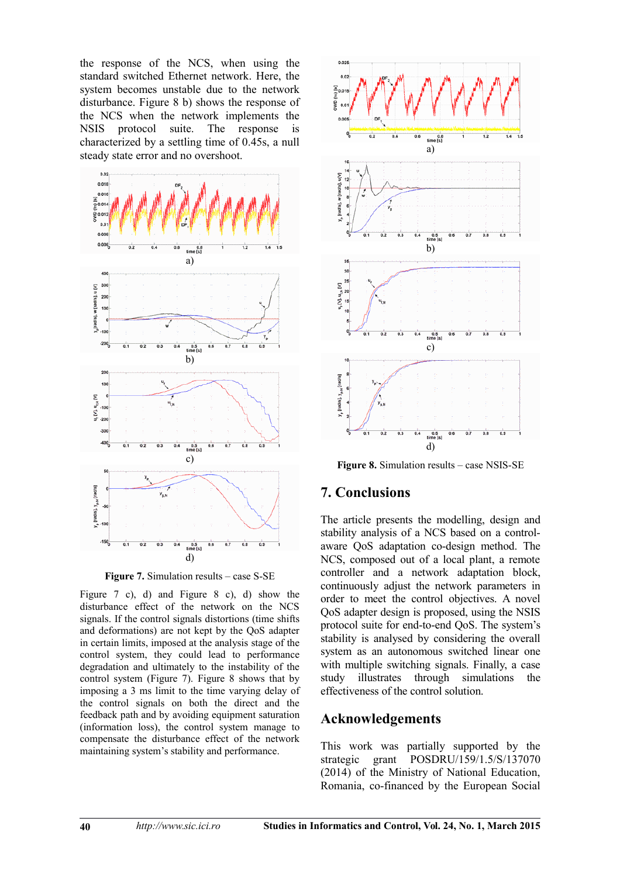the response of the NCS, when using the standard switched Ethernet network. Here, the system becomes unstable due to the network disturbance. Figure 8 b) shows the response of the NCS when the network implements the NSIS protocol suite. The response is characterized by a settling time of 0.45s, a null steady state error and no overshoot.

**Figure 7.** Simulation results – case S-SE

Figure 7 c), d) and Figure 8 c), d) show the disturbance effect of the network on the NCS signals. If the control signals distortions (time shifts and deformations) are not kept by the QoS adapter in certain limits, imposed at the analysis stage of the control system, they could lead to performance degradation and ultimately to the instability of the control system (Figure 7). Figure 8 shows that by imposing a 3 ms limit to the time varying delay of the control signals on both the direct and the feedback path and by avoiding equipment saturation (information loss), the control system manage to compensate the disturbance effect of the network maintaining system's stability and performance.

**Figure 8.** Simulation results – case NSIS-SE

## 7. Conclusions

The article presents the modelling, design and stability analysis of a NCS based on a control-aware QoS adaptation co-design method. The NCS, composed out of a local plant, a remote controller and a network adaptation block, continuously adjust the network parameters in order to meet the control objectives. A novel QoS adapter design is proposed, using the NSIS protocol suite for end-to-end QoS. The system's stability is analysed by considering the overall system as an autonomous switched linear one with multiple switching signals. Finally, a case study illustrates through simulations the effectiveness of the control solution.

## Acknowledgements

This work was partially supported by the strategic grant POSDRU/159/1.5/S/137070 (2014) of the Ministry of National Education, Romania, co-financed by the European Social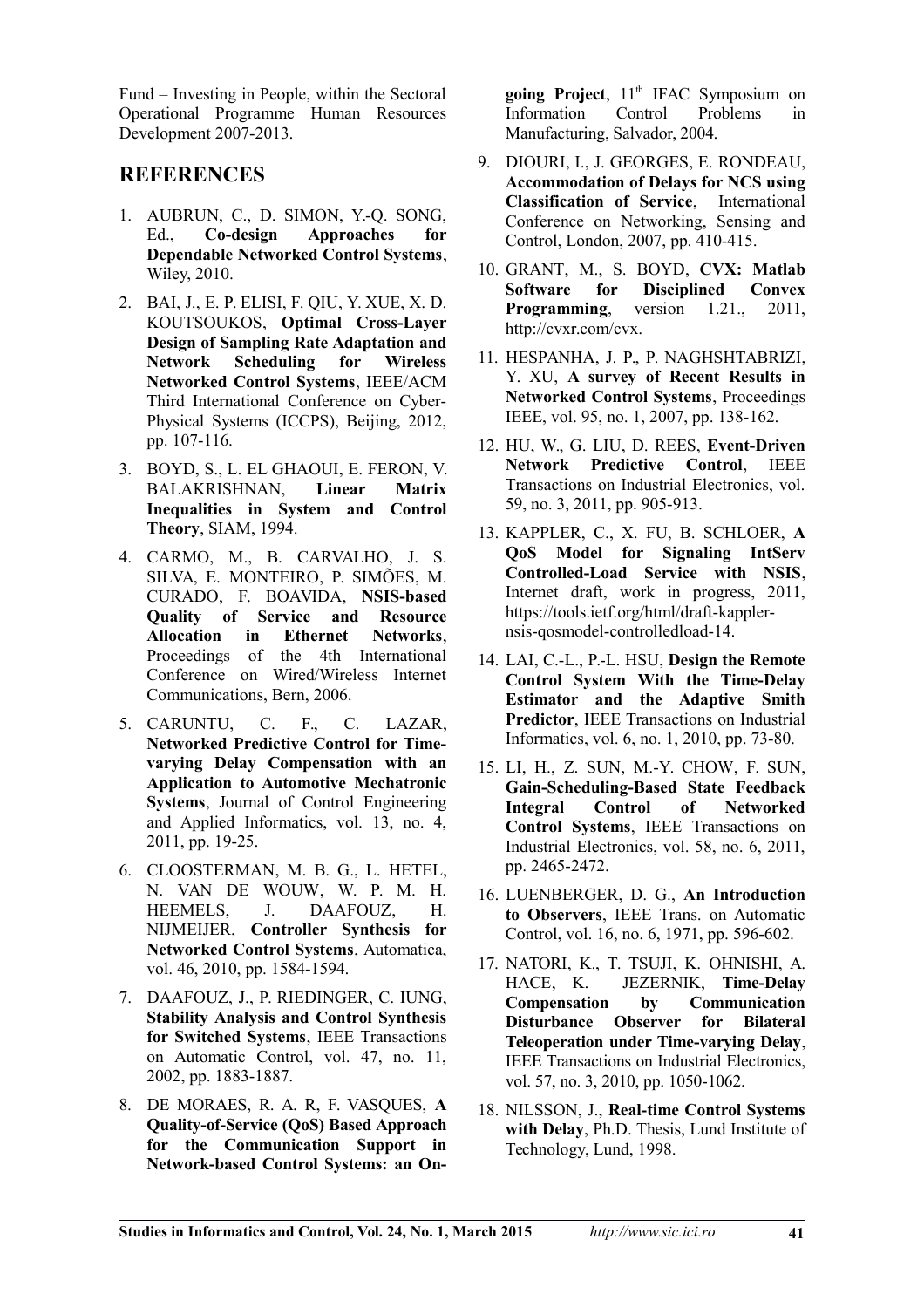Fund – Investing in People, within the Sectoral Operational Programme Human Resources Development 2007-2013.

## REFERENCES

1. AUBRUN, C., D. SIMON, Y.-Q. SONG, Ed., **Co-design Approaches for Dependable Networked Control Systems**, Wiley, 2010.
2. BAI, J., E. P. ELISI, F. QIU, Y. XUE, X. D. KOUTSOUKOS, **Optimal Cross-Layer Design of Sampling Rate Adaptation and Network Scheduling for Wireless Networked Control Systems**, IEEE/ACM Third International Conference on Cyber-Physical Systems (ICCPS), Beijing, 2012, pp. 107-116.
3. BOYD, S., L. EL GHAOUI, E. FERON, V. BALAKRISHNAN, **Linear Matrix Inequalities in System and Control Theory**, SIAM, 1994.
4. CARMO, M., B. CARVALHO, J. S. SILVA, E. MONTEIRO, P. SIMÕES, M. CURADO, F. BOAVIDA, **NSIS-based Quality of Service and Resource Allocation in Ethernet Networks**, Proceedings of the 4th International Conference on Wired/Wireless Internet Communications, Bern, 2006.
5. CARUNTU, C. F., C. LAZAR, **Networked Predictive Control for Time-varying Delay Compensation with an Application to Automotive Mechatronic Systems**, Journal of Control Engineering and Applied Informatics, vol. 13, no. 4, 2011, pp. 19-25.
6. CLOOSTERMAN, M. B. G., L. HETEL, N. VAN DE WOUW, W. P. M. H. HEEMELS, J. DAAFOUZ, H. NIJMEIJER, **Controller Synthesis for Networked Control Systems**, Automatica, vol. 46, 2010, pp. 1584-1594.
7. DAAFOUZ, J., P. RIEDINGER, C. IUNG, **Stability Analysis and Control Synthesis for Switched Systems**, IEEE Transactions on Automatic Control, vol. 47, no. 11, 2002, pp. 1883-1887.
8. DE MORAES, R. A. R, F. VASQUES, **A Quality-of-Service (QoS) Based Approach for the Communication Support in Network-based Control Systems: an On-going Project**, 11th IFAC Symposium on Information Control Problems in Manufacturing, Salvador, 2004.
9. DIOURI, I., J. GEORGES, E. RONDEAU, **Accommodation of Delays for NCS using Classification of Service**, International Conference on Networking, Sensing and Control, London, 2007, pp. 410-415.
10. GRANT, M., S. BOYD, **CVX: Matlab Software for Disciplined Convex Programming**, version 1.21., 2011, http://cvxr.com/cvx.
11. HESPANHA, J. P., P. NAGHSHTABRIZI, Y. XU, **A survey of Recent Results in Networked Control Systems**, Proceedings IEEE, vol. 95, no. 1, 2007, pp. 138-162.
12. HU, W., G. LIU, D. REES, **Event-Driven Network Predictive Control**, IEEE Transactions on Industrial Electronics, vol. 59, no. 3, 2011, pp. 905-913.
13. KAPPLER, C., X. FU, B. SCHLOER, **A QoS Model for Signaling IntServ Controlled-Load Service with NSIS**, Internet draft, work in progress, 2011, https://tools.ietf.org/html/draft-kappler-nsis-qosmodel-controlledload-14.
14. LAI, C.-L., P.-L. HSU, **Design the Remote Control System With the Time-Delay Estimator and the Adaptive Smith Predictor**, IEEE Transactions on Industrial Informatics, vol. 6, no. 1, 2010, pp. 73-80.
15. LI, H., Z. SUN, M.-Y. CHOW, F. SUN, **Gain-Scheduling-Based State Feedback Integral Control of Networked Control Systems**, IEEE Transactions on Industrial Electronics, vol. 58, no. 6, 2011, pp. 2465-2472.
16. LUENBERGER, D. G., **An Introduction to Observers**, IEEE Trans. on Automatic Control, vol. 16, no. 6, 1971, pp. 596-602.
17. NATORI, K., T. TSUJI, K. OHNISHI, A. HACE, K. JEZERNIK, **Time-Delay Compensation by Communication Disturbance Observer for Bilateral Teleoperation under Time-varying Delay**, IEEE Transactions on Industrial Electronics, vol. 57, no. 3, 2010, pp. 1050-1062.
18. NILSSON, J., **Real-time Control Systems with Delay**, Ph.D. Thesis, Lund Institute of Technology, Lund, 1998.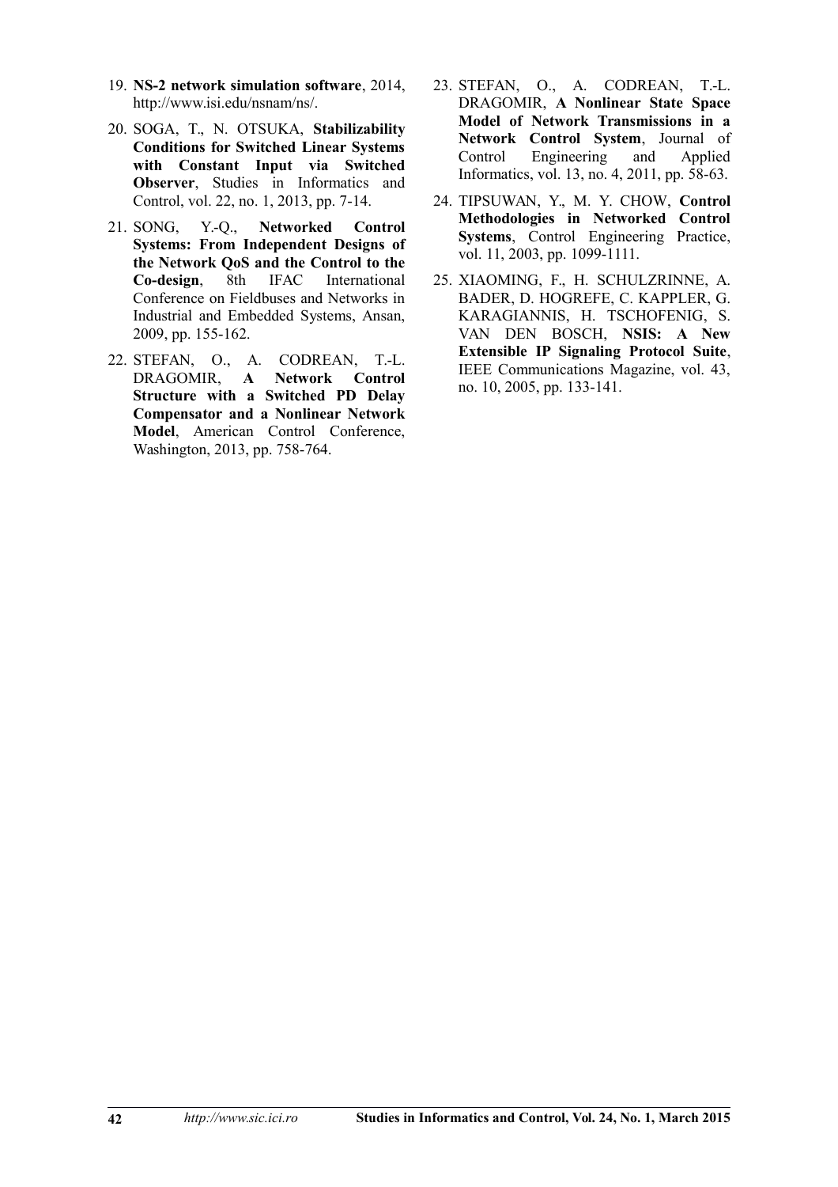19. **NS-2 network simulation software**, 2014, http://www.isi.edu/nsnam/ns/.

20. SOGA, T., N. OTSUKA, **Stabilizability Conditions for Switched Linear Systems with Constant Input via Switched Observer**, Studies in Informatics and Control, vol. 22, no. 1, 2013, pp. 7-14.

21. SONG, Y.-Q., **Networked Control Systems: From Independent Designs of the Network QoS and the Control to the Co-design**, 8th IFAC International Conference on Fieldbuses and Networks in Industrial and Embedded Systems, Ansan, 2009, pp. 155-162.

22. STEFAN, O., A. CODREAN, T.-L. DRAGOMIR, **A Network Control Structure with a Switched PD Delay Compensator and a Nonlinear Network Model**, American Control Conference, Washington, 2013, pp. 758-764.

23. STEFAN, O., A. CODREAN, T.-L. DRAGOMIR, **A Nonlinear State Space Model of Network Transmissions in a Network Control System**, Journal of Control Engineering and Applied Informatics, vol. 13, no. 4, 2011, pp. 58-63.

24. TIPSUWAN, Y., M. Y. CHOW, **Control Methodologies in Networked Control Systems**, Control Engineering Practice, vol. 11, 2003, pp. 1099-1111.

25. XIAOMING, F., H. SCHULZRINNE, A. BADER, D. HOGREFE, C. KAPPLER, G. KARAGIANNIS, H. TSCHOFENIG, S. VAN DEN BOSCH, **NSIS: A New Extensible IP Signaling Protocol Suite**, IEEE Communications Magazine, vol. 43, no. 10, 2005, pp. 133-141.